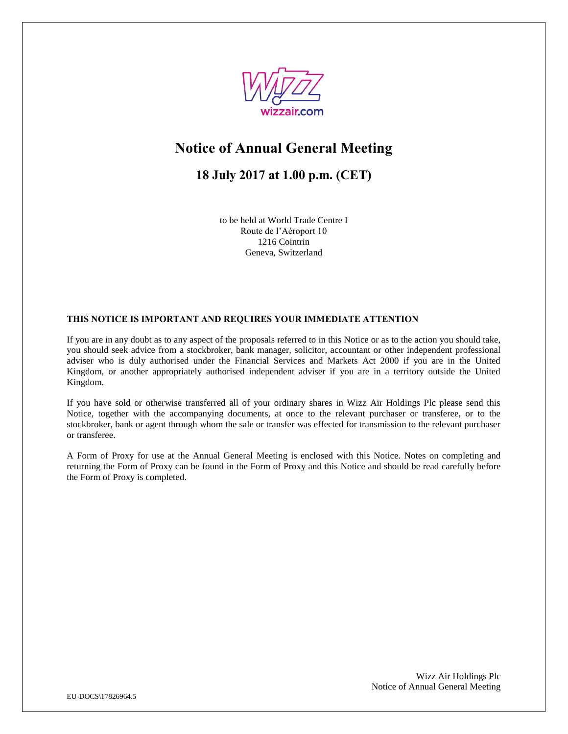# Notice of Annual General Meeting

## 18 July 2017 at 1.00 p.m. (CET)

to be held at World Trade Centre I
Route de l'Aéroport 10
1216 Cointrin
Geneva, Switzerland

**THIS NOTICE IS IMPORTANT AND REQUIRES YOUR IMMEDIATE ATTENTION**

If you are in any doubt as to any aspect of the proposals referred to in this Notice or as to the action you should take, you should seek advice from a stockbroker, bank manager, solicitor, accountant or other independent professional adviser who is duly authorised under the Financial Services and Markets Act 2000 if you are in the United Kingdom, or another appropriately authorised independent adviser if you are in a territory outside the United Kingdom.

If you have sold or otherwise transferred all of your ordinary shares in Wizz Air Holdings Plc please send this Notice, together with the accompanying documents, at once to the relevant purchaser or transferee, or to the stockbroker, bank or agent through whom the sale or transfer was effected for transmission to the relevant purchaser or transferee.

A Form of Proxy for use at the Annual General Meeting is enclosed with this Notice. Notes on completing and returning the Form of Proxy can be found in the Form of Proxy and this Notice and should be read carefully before the Form of Proxy is completed.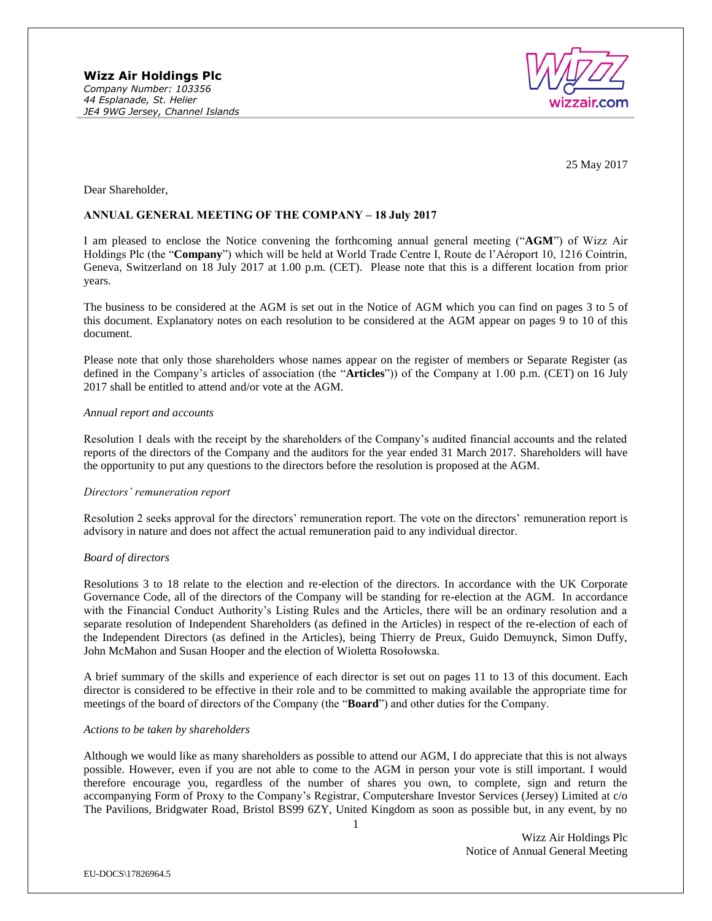**Wizz Air Holdings Plc**
*Company Number: 103356*
*44 Esplanade, St. Helier*
*JE4 9WG Jersey, Channel Islands*

25 May 2017

Dear Shareholder,

**ANNUAL GENERAL MEETING OF THE COMPANY – 18 July 2017**

I am pleased to enclose the Notice convening the forthcoming annual general meeting ("**AGM**") of Wizz Air Holdings Plc (the "**Company**") which will be held at World Trade Centre I, Route de l'Aéroport 10, 1216 Cointrin, Geneva, Switzerland on 18 July 2017 at 1.00 p.m. (CET). Please note that this is a different location from prior years.

The business to be considered at the AGM is set out in the Notice of AGM which you can find on pages 3 to 5 of this document. Explanatory notes on each resolution to be considered at the AGM appear on pages 9 to 10 of this document.

Please note that only those shareholders whose names appear on the register of members or Separate Register (as defined in the Company's articles of association (the "**Articles**")) of the Company at 1.00 p.m. (CET) on 16 July 2017 shall be entitled to attend and/or vote at the AGM.

*Annual report and accounts*

Resolution 1 deals with the receipt by the shareholders of the Company's audited financial accounts and the related reports of the directors of the Company and the auditors for the year ended 31 March 2017. Shareholders will have the opportunity to put any questions to the directors before the resolution is proposed at the AGM.

*Directors' remuneration report*

Resolution 2 seeks approval for the directors' remuneration report. The vote on the directors' remuneration report is advisory in nature and does not affect the actual remuneration paid to any individual director.

*Board of directors*

Resolutions 3 to 18 relate to the election and re-election of the directors. In accordance with the UK Corporate Governance Code, all of the directors of the Company will be standing for re-election at the AGM. In accordance with the Financial Conduct Authority's Listing Rules and the Articles, there will be an ordinary resolution and a separate resolution of Independent Shareholders (as defined in the Articles) in respect of the re-election of each of the Independent Directors (as defined in the Articles), being Thierry de Preux, Guido Demuynck, Simon Duffy, John McMahon and Susan Hooper and the election of Wioletta Rosołowska.

A brief summary of the skills and experience of each director is set out on pages 11 to 13 of this document. Each director is considered to be effective in their role and to be committed to making available the appropriate time for meetings of the board of directors of the Company (the "**Board**") and other duties for the Company.

*Actions to be taken by shareholders*

Although we would like as many shareholders as possible to attend our AGM, I do appreciate that this is not always possible. However, even if you are not able to come to the AGM in person your vote is still important. I would therefore encourage you, regardless of the number of shares you own, to complete, sign and return the accompanying Form of Proxy to the Company's Registrar, Computershare Investor Services (Jersey) Limited at c/o The Pavilions, Bridgwater Road, Bristol BS99 6ZY, United Kingdom as soon as possible but, in any event, by no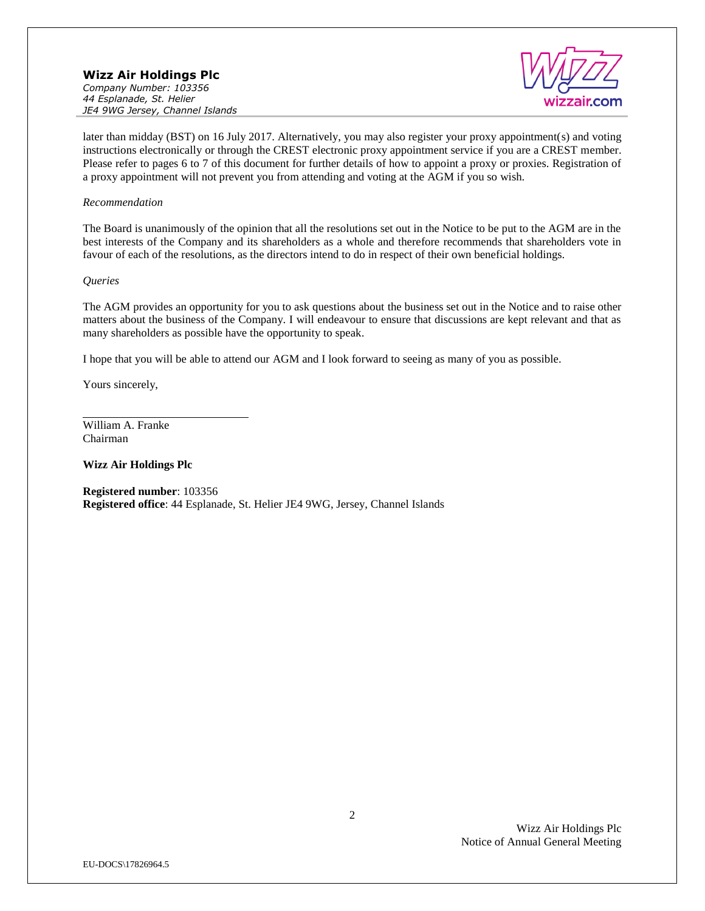later than midday (BST) on 16 July 2017. Alternatively, you may also register your proxy appointment(s) and voting instructions electronically or through the CREST electronic proxy appointment service if you are a CREST member. Please refer to pages 6 to 7 of this document for further details of how to appoint a proxy or proxies. Registration of a proxy appointment will not prevent you from attending and voting at the AGM if you so wish.

*Recommendation*

The Board is unanimously of the opinion that all the resolutions set out in the Notice to be put to the AGM are in the best interests of the Company and its shareholders as a whole and therefore recommends that shareholders vote in favour of each of the resolutions, as the directors intend to do in respect of their own beneficial holdings.

*Queries*

The AGM provides an opportunity for you to ask questions about the business set out in the Notice and to raise other matters about the business of the Company. I will endeavour to ensure that discussions are kept relevant and that as many shareholders as possible have the opportunity to speak.

I hope that you will be able to attend our AGM and I look forward to seeing as many of you as possible.

Yours sincerely,

William A. Franke
Chairman

**Wizz Air Holdings Plc**

**Registered number**: 103356
**Registered office**: 44 Esplanade, St. Helier JE4 9WG, Jersey, Channel Islands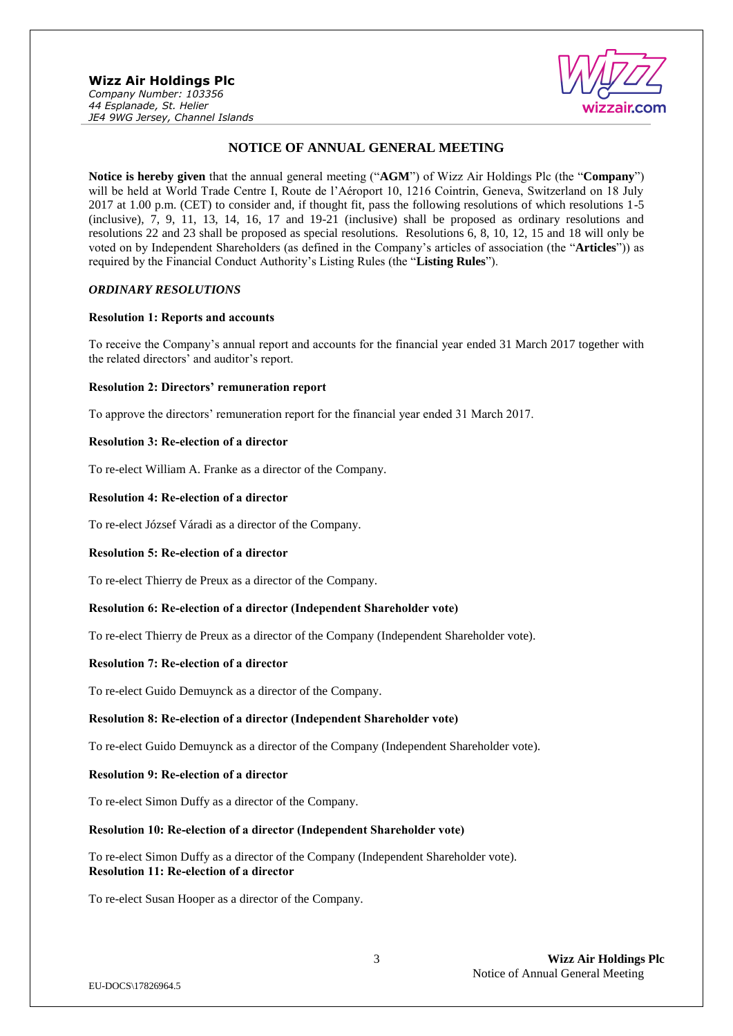**Wizz Air Holdings Plc**
*Company Number: 103356*
*44 Esplanade, St. Helier*
*JE4 9WG Jersey, Channel Islands*

# NOTICE OF ANNUAL GENERAL MEETING

**Notice is hereby given** that the annual general meeting ("**AGM**") of Wizz Air Holdings Plc (the "**Company**") will be held at World Trade Centre I, Route de l'Aéroport 10, 1216 Cointrin, Geneva, Switzerland on 18 July 2017 at 1.00 p.m. (CET) to consider and, if thought fit, pass the following resolutions of which resolutions 1-5 (inclusive), 7, 9, 11, 13, 14, 16, 17 and 19-21 (inclusive) shall be proposed as ordinary resolutions and resolutions 22 and 23 shall be proposed as special resolutions. Resolutions 6, 8, 10, 12, 15 and 18 will only be voted on by Independent Shareholders (as defined in the Company's articles of association (the "**Articles**")) as required by the Financial Conduct Authority's Listing Rules (the "**Listing Rules**").

## *ORDINARY RESOLUTIONS*

**Resolution 1: Reports and accounts**

To receive the Company's annual report and accounts for the financial year ended 31 March 2017 together with the related directors' and auditor's report.

**Resolution 2: Directors' remuneration report**

To approve the directors' remuneration report for the financial year ended 31 March 2017.

**Resolution 3: Re-election of a director**

To re-elect William A. Franke as a director of the Company.

**Resolution 4: Re-election of a director**

To re-elect József Váradi as a director of the Company.

**Resolution 5: Re-election of a director**

To re-elect Thierry de Preux as a director of the Company.

**Resolution 6: Re-election of a director (Independent Shareholder vote)**

To re-elect Thierry de Preux as a director of the Company (Independent Shareholder vote).

**Resolution 7: Re-election of a director**

To re-elect Guido Demuynck as a director of the Company.

**Resolution 8: Re-election of a director (Independent Shareholder vote)**

To re-elect Guido Demuynck as a director of the Company (Independent Shareholder vote).

**Resolution 9: Re-election of a director**

To re-elect Simon Duffy as a director of the Company.

**Resolution 10: Re-election of a director (Independent Shareholder vote)**

To re-elect Simon Duffy as a director of the Company (Independent Shareholder vote).

**Resolution 11: Re-election of a director**

To re-elect Susan Hooper as a director of the Company.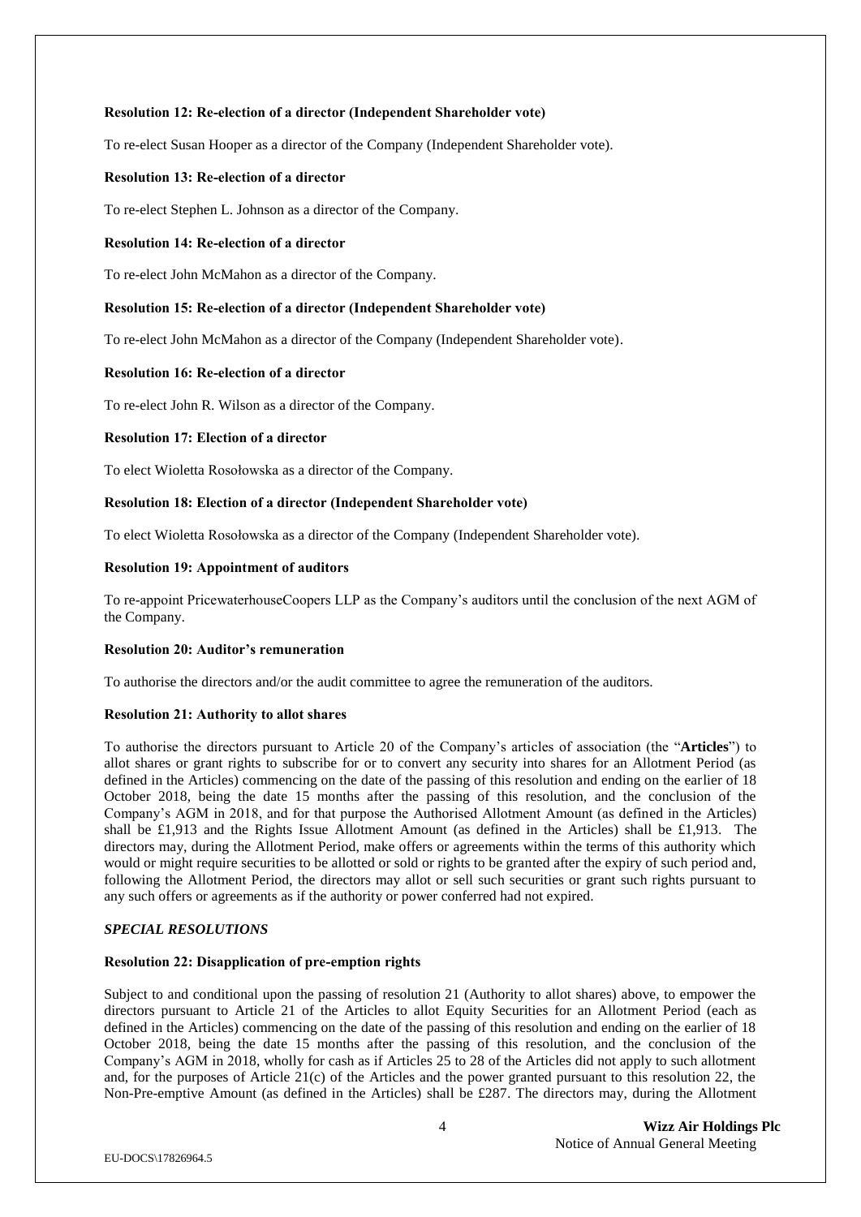**Resolution 12: Re-election of a director (Independent Shareholder vote)**

To re-elect Susan Hooper as a director of the Company (Independent Shareholder vote).

**Resolution 13: Re-election of a director**

To re-elect Stephen L. Johnson as a director of the Company.

**Resolution 14: Re-election of a director**

To re-elect John McMahon as a director of the Company.

**Resolution 15: Re-election of a director (Independent Shareholder vote)**

To re-elect John McMahon as a director of the Company (Independent Shareholder vote).

**Resolution 16: Re-election of a director**

To re-elect John R. Wilson as a director of the Company.

**Resolution 17: Election of a director**

To elect Wioletta Rosołowska as a director of the Company.

**Resolution 18: Election of a director (Independent Shareholder vote)**

To elect Wioletta Rosołowska as a director of the Company (Independent Shareholder vote).

**Resolution 19: Appointment of auditors**

To re-appoint PricewaterhouseCoopers LLP as the Company's auditors until the conclusion of the next AGM of the Company.

**Resolution 20: Auditor's remuneration**

To authorise the directors and/or the audit committee to agree the remuneration of the auditors.

**Resolution 21: Authority to allot shares**

To authorise the directors pursuant to Article 20 of the Company's articles of association (the "**Articles**") to allot shares or grant rights to subscribe for or to convert any security into shares for an Allotment Period (as defined in the Articles) commencing on the date of the passing of this resolution and ending on the earlier of 18 October 2018, being the date 15 months after the passing of this resolution, and the conclusion of the Company's AGM in 2018, and for that purpose the Authorised Allotment Amount (as defined in the Articles) shall be £1,913 and the Rights Issue Allotment Amount (as defined in the Articles) shall be £1,913. The directors may, during the Allotment Period, make offers or agreements within the terms of this authority which would or might require securities to be allotted or sold or rights to be granted after the expiry of such period and, following the Allotment Period, the directors may allot or sell such securities or grant such rights pursuant to any such offers or agreements as if the authority or power conferred had not expired.

***SPECIAL RESOLUTIONS***

**Resolution 22: Disapplication of pre-emption rights**

Subject to and conditional upon the passing of resolution 21 (Authority to allot shares) above, to empower the directors pursuant to Article 21 of the Articles to allot Equity Securities for an Allotment Period (each as defined in the Articles) commencing on the date of the passing of this resolution and ending on the earlier of 18 October 2018, being the date 15 months after the passing of this resolution, and the conclusion of the Company's AGM in 2018, wholly for cash as if Articles 25 to 28 of the Articles did not apply to such allotment and, for the purposes of Article 21(c) of the Articles and the power granted pursuant to this resolution 22, the Non-Pre-emptive Amount (as defined in the Articles) shall be £287. The directors may, during the Allotment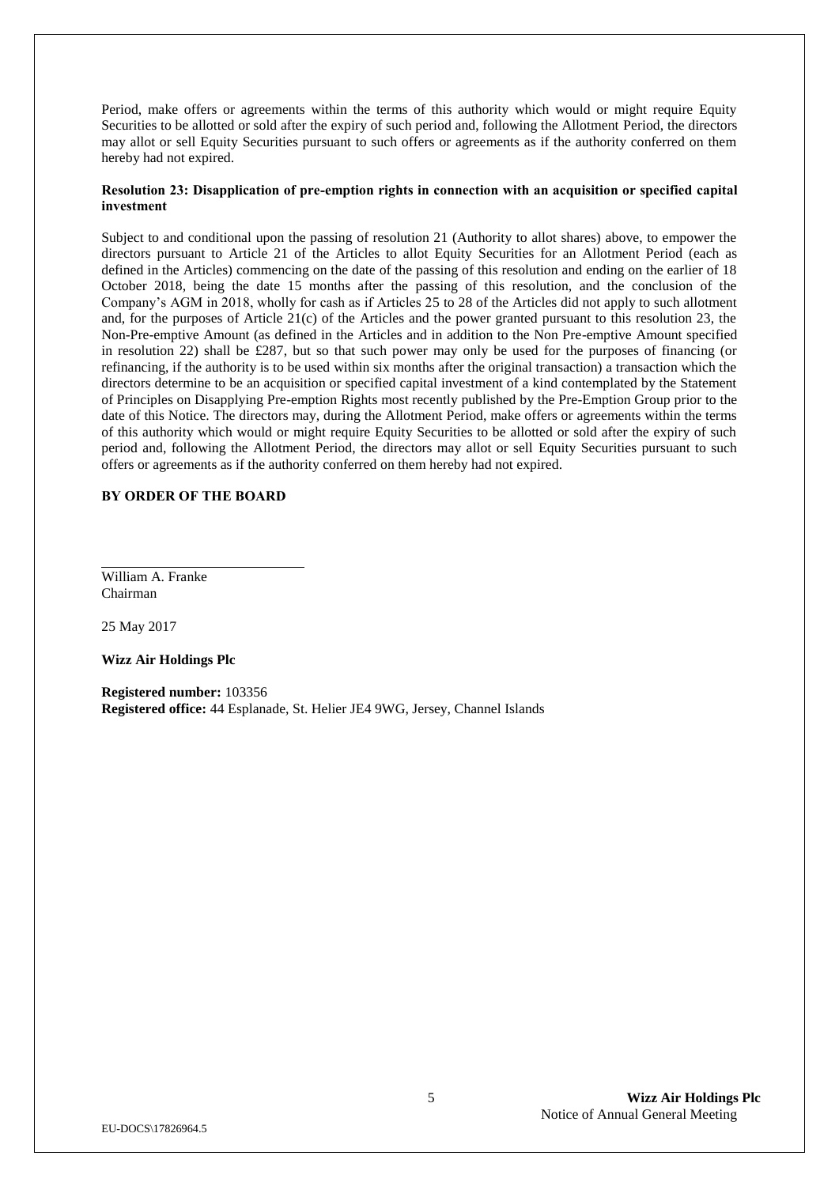Period, make offers or agreements within the terms of this authority which would or might require Equity Securities to be allotted or sold after the expiry of such period and, following the Allotment Period, the directors may allot or sell Equity Securities pursuant to such offers or agreements as if the authority conferred on them hereby had not expired.

**Resolution 23: Disapplication of pre-emption rights in connection with an acquisition or specified capital investment**

Subject to and conditional upon the passing of resolution 21 (Authority to allot shares) above, to empower the directors pursuant to Article 21 of the Articles to allot Equity Securities for an Allotment Period (each as defined in the Articles) commencing on the date of the passing of this resolution and ending on the earlier of 18 October 2018, being the date 15 months after the passing of this resolution, and the conclusion of the Company's AGM in 2018, wholly for cash as if Articles 25 to 28 of the Articles did not apply to such allotment and, for the purposes of Article 21(c) of the Articles and the power granted pursuant to this resolution 23, the Non-Pre-emptive Amount (as defined in the Articles and in addition to the Non Pre-emptive Amount specified in resolution 22) shall be £287, but so that such power may only be used for the purposes of financing (or refinancing, if the authority is to be used within six months after the original transaction) a transaction which the directors determine to be an acquisition or specified capital investment of a kind contemplated by the Statement of Principles on Disapplying Pre-emption Rights most recently published by the Pre-Emption Group prior to the date of this Notice. The directors may, during the Allotment Period, make offers or agreements within the terms of this authority which would or might require Equity Securities to be allotted or sold after the expiry of such period and, following the Allotment Period, the directors may allot or sell Equity Securities pursuant to such offers or agreements as if the authority conferred on them hereby had not expired.

**BY ORDER OF THE BOARD**

William A. Franke
Chairman

25 May 2017

**Wizz Air Holdings Plc**

**Registered number:** 103356
**Registered office:** 44 Esplanade, St. Helier JE4 9WG, Jersey, Channel Islands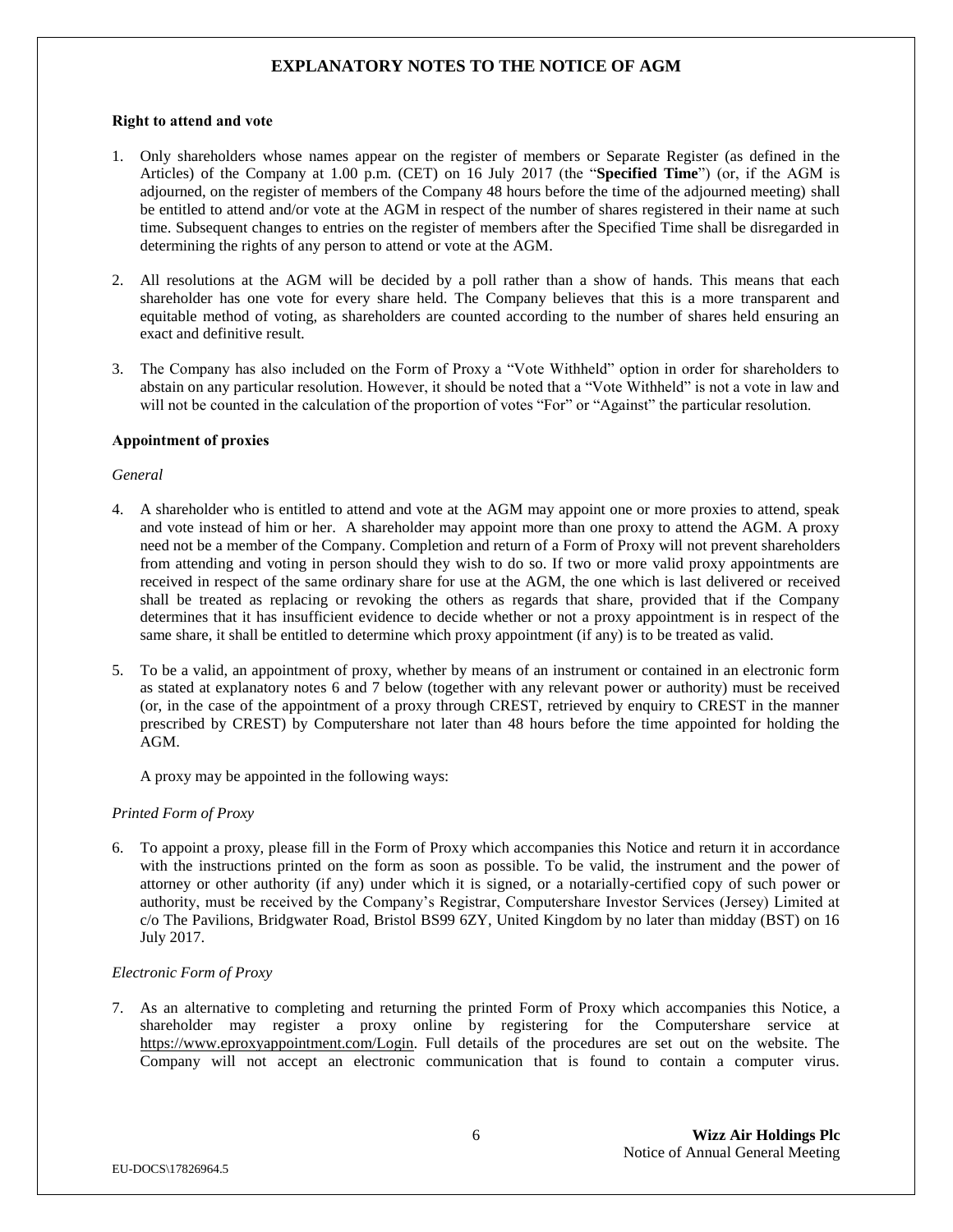## EXPLANATORY NOTES TO THE NOTICE OF AGM

**Right to attend and vote**

1. Only shareholders whose names appear on the register of members or Separate Register (as defined in the Articles) of the Company at 1.00 p.m. (CET) on 16 July 2017 (the "**Specified Time**") (or, if the AGM is adjourned, on the register of members of the Company 48 hours before the time of the adjourned meeting) shall be entitled to attend and/or vote at the AGM in respect of the number of shares registered in their name at such time. Subsequent changes to entries on the register of members after the Specified Time shall be disregarded in determining the rights of any person to attend or vote at the AGM.

2. All resolutions at the AGM will be decided by a poll rather than a show of hands. This means that each shareholder has one vote for every share held. The Company believes that this is a more transparent and equitable method of voting, as shareholders are counted according to the number of shares held ensuring an exact and definitive result.

3. The Company has also included on the Form of Proxy a "Vote Withheld" option in order for shareholders to abstain on any particular resolution. However, it should be noted that a "Vote Withheld" is not a vote in law and will not be counted in the calculation of the proportion of votes "For" or "Against" the particular resolution.

**Appointment of proxies**

*General*

4. A shareholder who is entitled to attend and vote at the AGM may appoint one or more proxies to attend, speak and vote instead of him or her. A shareholder may appoint more than one proxy to attend the AGM. A proxy need not be a member of the Company. Completion and return of a Form of Proxy will not prevent shareholders from attending and voting in person should they wish to do so. If two or more valid proxy appointments are received in respect of the same ordinary share for use at the AGM, the one which is last delivered or received shall be treated as replacing or revoking the others as regards that share, provided that if the Company determines that it has insufficient evidence to decide whether or not a proxy appointment is in respect of the same share, it shall be entitled to determine which proxy appointment (if any) is to be treated as valid.

5. To be a valid, an appointment of proxy, whether by means of an instrument or contained in an electronic form as stated at explanatory notes 6 and 7 below (together with any relevant power or authority) must be received (or, in the case of the appointment of a proxy through CREST, retrieved by enquiry to CREST in the manner prescribed by CREST) by Computershare not later than 48 hours before the time appointed for holding the AGM.

   A proxy may be appointed in the following ways:

*Printed Form of Proxy*

6. To appoint a proxy, please fill in the Form of Proxy which accompanies this Notice and return it in accordance with the instructions printed on the form as soon as possible. To be valid, the instrument and the power of attorney or other authority (if any) under which it is signed, or a notarially-certified copy of such power or authority, must be received by the Company's Registrar, Computershare Investor Services (Jersey) Limited at c/o The Pavilions, Bridgwater Road, Bristol BS99 6ZY, United Kingdom by no later than midday (BST) on 16 July 2017.

*Electronic Form of Proxy*

7. As an alternative to completing and returning the printed Form of Proxy which accompanies this Notice, a shareholder may register a proxy online by registering for the Computershare service at https://www.eproxyappointment.com/Login. Full details of the procedures are set out on the website. The Company will not accept an electronic communication that is found to contain a computer virus.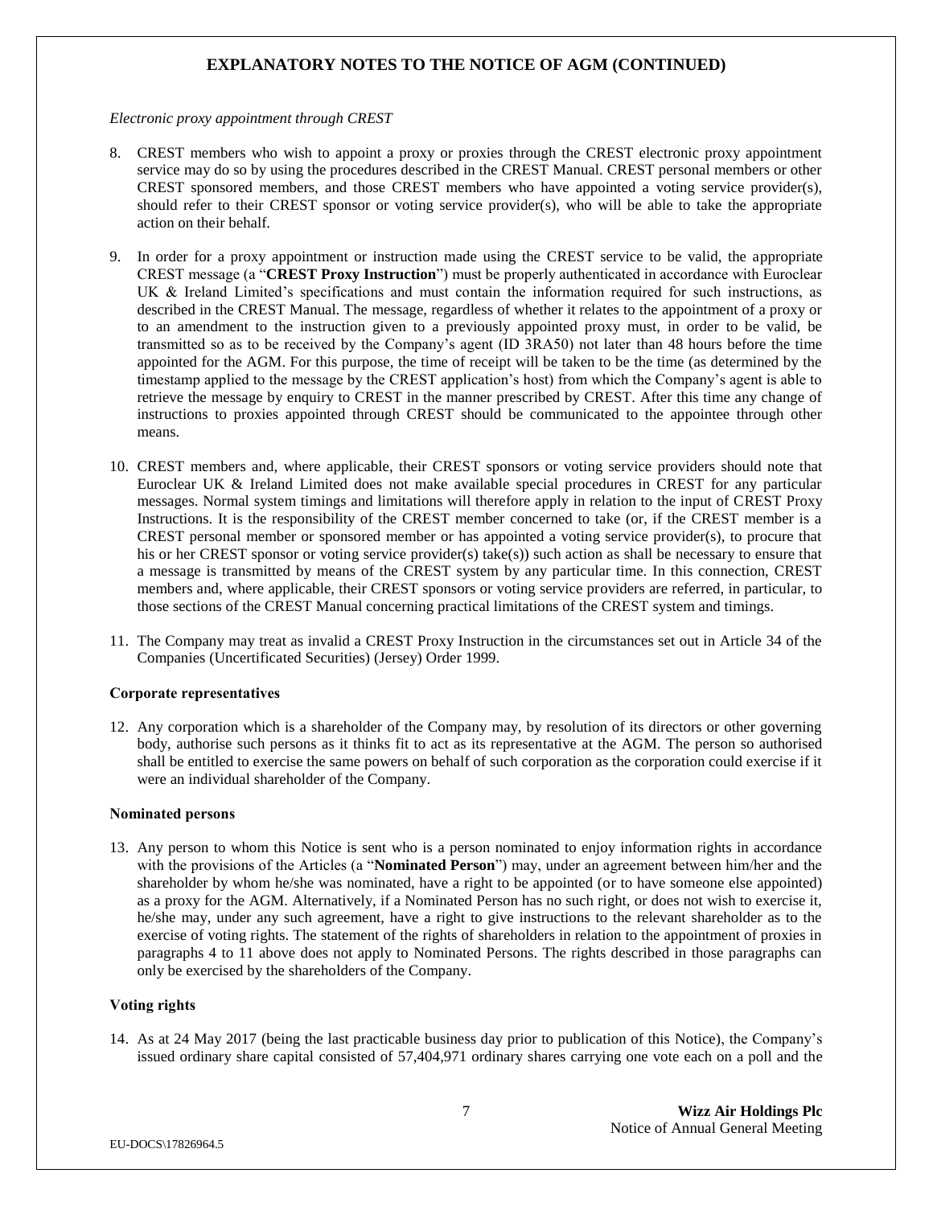## EXPLANATORY NOTES TO THE NOTICE OF AGM (CONTINUED)

*Electronic proxy appointment through CREST*

8. CREST members who wish to appoint a proxy or proxies through the CREST electronic proxy appointment service may do so by using the procedures described in the CREST Manual. CREST personal members or other CREST sponsored members, and those CREST members who have appointed a voting service provider(s), should refer to their CREST sponsor or voting service provider(s), who will be able to take the appropriate action on their behalf.

9. In order for a proxy appointment or instruction made using the CREST service to be valid, the appropriate CREST message (a "**CREST Proxy Instruction**") must be properly authenticated in accordance with Euroclear UK & Ireland Limited's specifications and must contain the information required for such instructions, as described in the CREST Manual. The message, regardless of whether it relates to the appointment of a proxy or to an amendment to the instruction given to a previously appointed proxy must, in order to be valid, be transmitted so as to be received by the Company's agent (ID 3RA50) not later than 48 hours before the time appointed for the AGM. For this purpose, the time of receipt will be taken to be the time (as determined by the timestamp applied to the message by the CREST application's host) from which the Company's agent is able to retrieve the message by enquiry to CREST in the manner prescribed by CREST. After this time any change of instructions to proxies appointed through CREST should be communicated to the appointee through other means.

10. CREST members and, where applicable, their CREST sponsors or voting service providers should note that Euroclear UK & Ireland Limited does not make available special procedures in CREST for any particular messages. Normal system timings and limitations will therefore apply in relation to the input of CREST Proxy Instructions. It is the responsibility of the CREST member concerned to take (or, if the CREST member is a CREST personal member or sponsored member or has appointed a voting service provider(s), to procure that his or her CREST sponsor or voting service provider(s) take(s)) such action as shall be necessary to ensure that a message is transmitted by means of the CREST system by any particular time. In this connection, CREST members and, where applicable, their CREST sponsors or voting service providers are referred, in particular, to those sections of the CREST Manual concerning practical limitations of the CREST system and timings.

11. The Company may treat as invalid a CREST Proxy Instruction in the circumstances set out in Article 34 of the Companies (Uncertificated Securities) (Jersey) Order 1999.

**Corporate representatives**

12. Any corporation which is a shareholder of the Company may, by resolution of its directors or other governing body, authorise such persons as it thinks fit to act as its representative at the AGM. The person so authorised shall be entitled to exercise the same powers on behalf of such corporation as the corporation could exercise if it were an individual shareholder of the Company.

**Nominated persons**

13. Any person to whom this Notice is sent who is a person nominated to enjoy information rights in accordance with the provisions of the Articles (a "**Nominated Person**") may, under an agreement between him/her and the shareholder by whom he/she was nominated, have a right to be appointed (or to have someone else appointed) as a proxy for the AGM. Alternatively, if a Nominated Person has no such right, or does not wish to exercise it, he/she may, under any such agreement, have a right to give instructions to the relevant shareholder as to the exercise of voting rights. The statement of the rights of shareholders in relation to the appointment of proxies in paragraphs 4 to 11 above does not apply to Nominated Persons. The rights described in those paragraphs can only be exercised by the shareholders of the Company.

**Voting rights**

14. As at 24 May 2017 (being the last practicable business day prior to publication of this Notice), the Company's issued ordinary share capital consisted of 57,404,971 ordinary shares carrying one vote each on a poll and the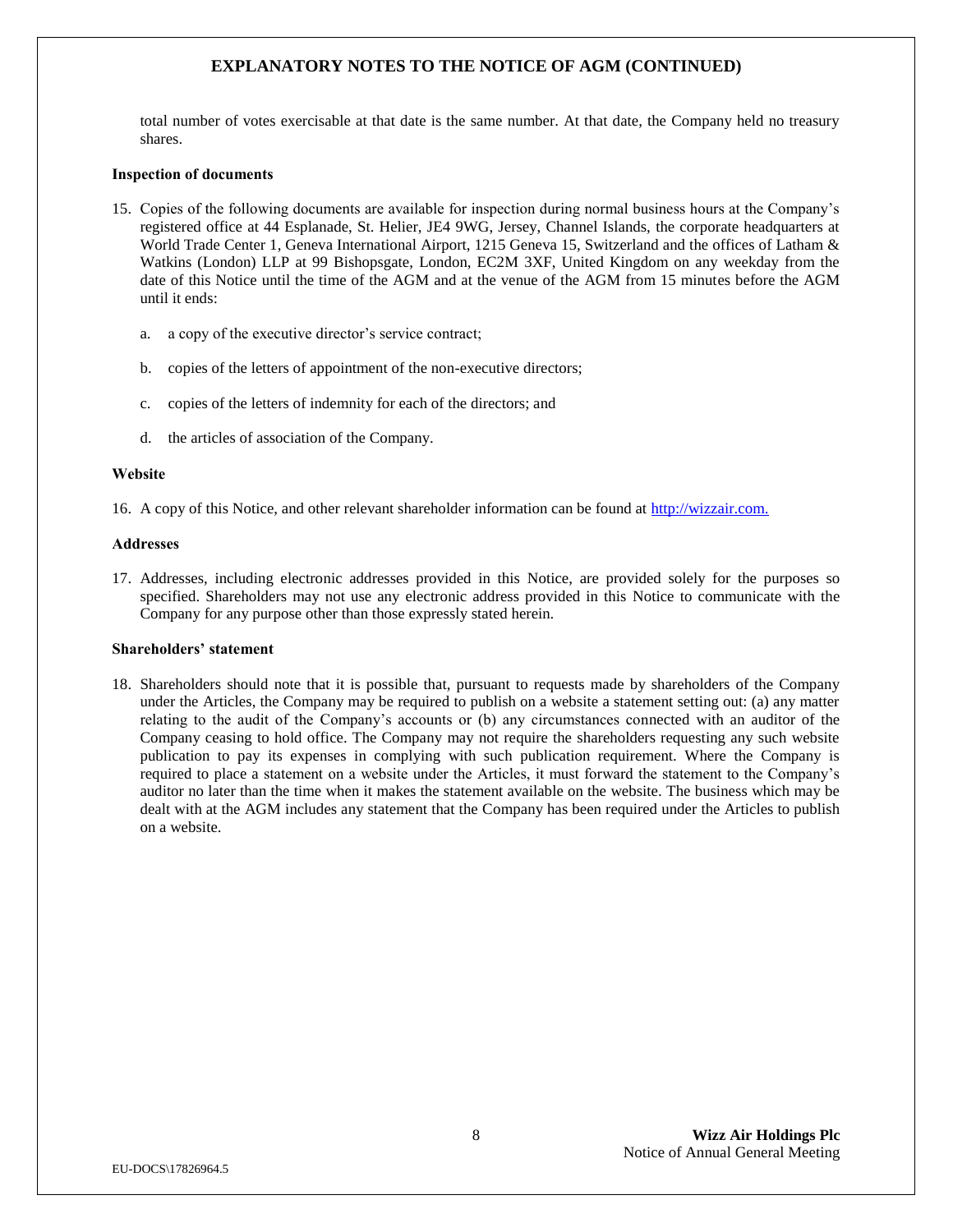## EXPLANATORY NOTES TO THE NOTICE OF AGM (CONTINUED)

total number of votes exercisable at that date is the same number. At that date, the Company held no treasury shares.

**Inspection of documents**

15. Copies of the following documents are available for inspection during normal business hours at the Company's registered office at 44 Esplanade, St. Helier, JE4 9WG, Jersey, Channel Islands, the corporate headquarters at World Trade Center 1, Geneva International Airport, 1215 Geneva 15, Switzerland and the offices of Latham & Watkins (London) LLP at 99 Bishopsgate, London, EC2M 3XF, United Kingdom on any weekday from the date of this Notice until the time of the AGM and at the venue of the AGM from 15 minutes before the AGM until it ends:

    a. a copy of the executive director's service contract;

    b. copies of the letters of appointment of the non-executive directors;

    c. copies of the letters of indemnity for each of the directors; and

    d. the articles of association of the Company.

**Website**

16. A copy of this Notice, and other relevant shareholder information can be found at [http://wizzair.com.](http://wizzair.com)

**Addresses**

17. Addresses, including electronic addresses provided in this Notice, are provided solely for the purposes so specified. Shareholders may not use any electronic address provided in this Notice to communicate with the Company for any purpose other than those expressly stated herein.

**Shareholders' statement**

18. Shareholders should note that it is possible that, pursuant to requests made by shareholders of the Company under the Articles, the Company may be required to publish on a website a statement setting out: (a) any matter relating to the audit of the Company's accounts or (b) any circumstances connected with an auditor of the Company ceasing to hold office. The Company may not require the shareholders requesting any such website publication to pay its expenses in complying with such publication requirement. Where the Company is required to place a statement on a website under the Articles, it must forward the statement to the Company's auditor no later than the time when it makes the statement available on the website. The business which may be dealt with at the AGM includes any statement that the Company has been required under the Articles to publish on a website.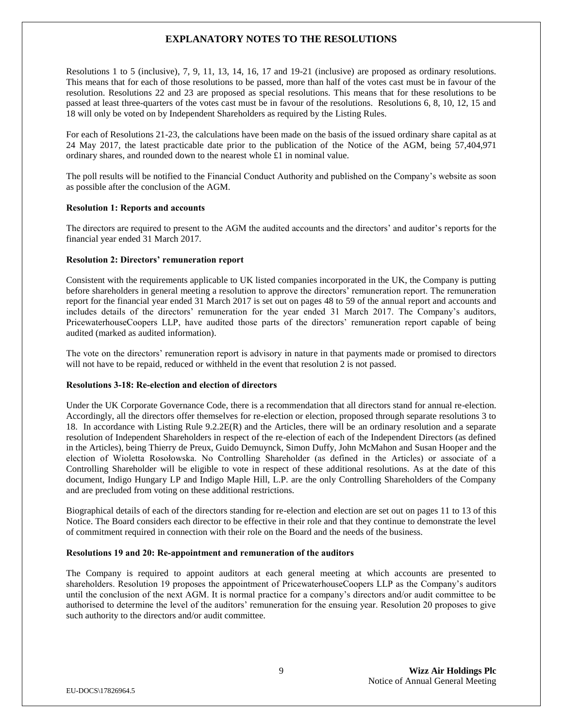## EXPLANATORY NOTES TO THE RESOLUTIONS

Resolutions 1 to 5 (inclusive), 7, 9, 11, 13, 14, 16, 17 and 19-21 (inclusive) are proposed as ordinary resolutions. This means that for each of those resolutions to be passed, more than half of the votes cast must be in favour of the resolution. Resolutions 22 and 23 are proposed as special resolutions. This means that for these resolutions to be passed at least three-quarters of the votes cast must be in favour of the resolutions. Resolutions 6, 8, 10, 12, 15 and 18 will only be voted on by Independent Shareholders as required by the Listing Rules.

For each of Resolutions 21-23, the calculations have been made on the basis of the issued ordinary share capital as at 24 May 2017, the latest practicable date prior to the publication of the Notice of the AGM, being 57,404,971 ordinary shares, and rounded down to the nearest whole £1 in nominal value.

The poll results will be notified to the Financial Conduct Authority and published on the Company's website as soon as possible after the conclusion of the AGM.

**Resolution 1: Reports and accounts**

The directors are required to present to the AGM the audited accounts and the directors' and auditor's reports for the financial year ended 31 March 2017.

**Resolution 2: Directors' remuneration report**

Consistent with the requirements applicable to UK listed companies incorporated in the UK, the Company is putting before shareholders in general meeting a resolution to approve the directors' remuneration report. The remuneration report for the financial year ended 31 March 2017 is set out on pages 48 to 59 of the annual report and accounts and includes details of the directors' remuneration for the year ended 31 March 2017. The Company's auditors, PricewaterhouseCoopers LLP, have audited those parts of the directors' remuneration report capable of being audited (marked as audited information).

The vote on the directors' remuneration report is advisory in nature in that payments made or promised to directors will not have to be repaid, reduced or withheld in the event that resolution 2 is not passed.

**Resolutions 3-18: Re-election and election of directors**

Under the UK Corporate Governance Code, there is a recommendation that all directors stand for annual re-election. Accordingly, all the directors offer themselves for re-election or election, proposed through separate resolutions 3 to 18. In accordance with Listing Rule 9.2.2E(R) and the Articles, there will be an ordinary resolution and a separate resolution of Independent Shareholders in respect of the re-election of each of the Independent Directors (as defined in the Articles), being Thierry de Preux, Guido Demuynck, Simon Duffy, John McMahon and Susan Hooper and the election of Wioletta Rosołowska. No Controlling Shareholder (as defined in the Articles) or associate of a Controlling Shareholder will be eligible to vote in respect of these additional resolutions. As at the date of this document, Indigo Hungary LP and Indigo Maple Hill, L.P. are the only Controlling Shareholders of the Company and are precluded from voting on these additional restrictions.

Biographical details of each of the directors standing for re-election and election are set out on pages 11 to 13 of this Notice. The Board considers each director to be effective in their role and that they continue to demonstrate the level of commitment required in connection with their role on the Board and the needs of the business.

**Resolutions 19 and 20: Re-appointment and remuneration of the auditors**

The Company is required to appoint auditors at each general meeting at which accounts are presented to shareholders. Resolution 19 proposes the appointment of PricewaterhouseCoopers LLP as the Company's auditors until the conclusion of the next AGM. It is normal practice for a company's directors and/or audit committee to be authorised to determine the level of the auditors' remuneration for the ensuing year. Resolution 20 proposes to give such authority to the directors and/or audit committee.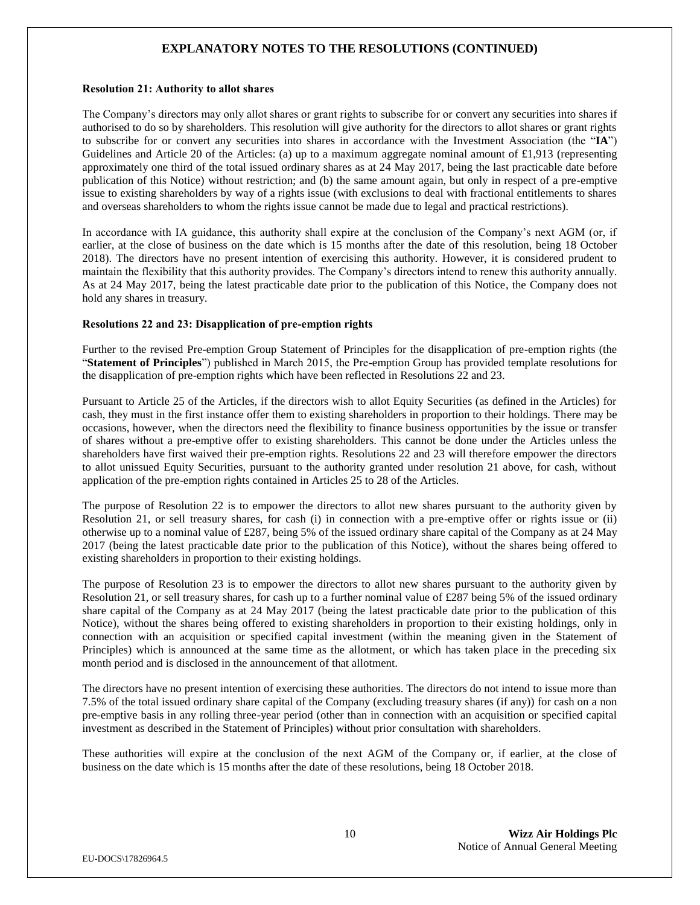## EXPLANATORY NOTES TO THE RESOLUTIONS (CONTINUED)

### Resolution 21: Authority to allot shares

The Company's directors may only allot shares or grant rights to subscribe for or convert any securities into shares if authorised to do so by shareholders. This resolution will give authority for the directors to allot shares or grant rights to subscribe for or convert any securities into shares in accordance with the Investment Association (the "**IA**") Guidelines and Article 20 of the Articles: (a) up to a maximum aggregate nominal amount of £1,913 (representing approximately one third of the total issued ordinary shares as at 24 May 2017, being the last practicable date before publication of this Notice) without restriction; and (b) the same amount again, but only in respect of a pre-emptive issue to existing shareholders by way of a rights issue (with exclusions to deal with fractional entitlements to shares and overseas shareholders to whom the rights issue cannot be made due to legal and practical restrictions).

In accordance with IA guidance, this authority shall expire at the conclusion of the Company's next AGM (or, if earlier, at the close of business on the date which is 15 months after the date of this resolution, being 18 October 2018). The directors have no present intention of exercising this authority. However, it is considered prudent to maintain the flexibility that this authority provides. The Company's directors intend to renew this authority annually. As at 24 May 2017, being the latest practicable date prior to the publication of this Notice, the Company does not hold any shares in treasury.

### Resolutions 22 and 23: Disapplication of pre-emption rights

Further to the revised Pre-emption Group Statement of Principles for the disapplication of pre-emption rights (the "**Statement of Principles**") published in March 2015, the Pre-emption Group has provided template resolutions for the disapplication of pre-emption rights which have been reflected in Resolutions 22 and 23.

Pursuant to Article 25 of the Articles, if the directors wish to allot Equity Securities (as defined in the Articles) for cash, they must in the first instance offer them to existing shareholders in proportion to their holdings. There may be occasions, however, when the directors need the flexibility to finance business opportunities by the issue or transfer of shares without a pre-emptive offer to existing shareholders. This cannot be done under the Articles unless the shareholders have first waived their pre-emption rights. Resolutions 22 and 23 will therefore empower the directors to allot unissued Equity Securities, pursuant to the authority granted under resolution 21 above, for cash, without application of the pre-emption rights contained in Articles 25 to 28 of the Articles.

The purpose of Resolution 22 is to empower the directors to allot new shares pursuant to the authority given by Resolution 21, or sell treasury shares, for cash (i) in connection with a pre-emptive offer or rights issue or (ii) otherwise up to a nominal value of £287, being 5% of the issued ordinary share capital of the Company as at 24 May 2017 (being the latest practicable date prior to the publication of this Notice), without the shares being offered to existing shareholders in proportion to their existing holdings.

The purpose of Resolution 23 is to empower the directors to allot new shares pursuant to the authority given by Resolution 21, or sell treasury shares, for cash up to a further nominal value of £287 being 5% of the issued ordinary share capital of the Company as at 24 May 2017 (being the latest practicable date prior to the publication of this Notice), without the shares being offered to existing shareholders in proportion to their existing holdings, only in connection with an acquisition or specified capital investment (within the meaning given in the Statement of Principles) which is announced at the same time as the allotment, or which has taken place in the preceding six month period and is disclosed in the announcement of that allotment.

The directors have no present intention of exercising these authorities. The directors do not intend to issue more than 7.5% of the total issued ordinary share capital of the Company (excluding treasury shares (if any)) for cash on a non pre-emptive basis in any rolling three-year period (other than in connection with an acquisition or specified capital investment as described in the Statement of Principles) without prior consultation with shareholders.

These authorities will expire at the conclusion of the next AGM of the Company or, if earlier, at the close of business on the date which is 15 months after the date of these resolutions, being 18 October 2018.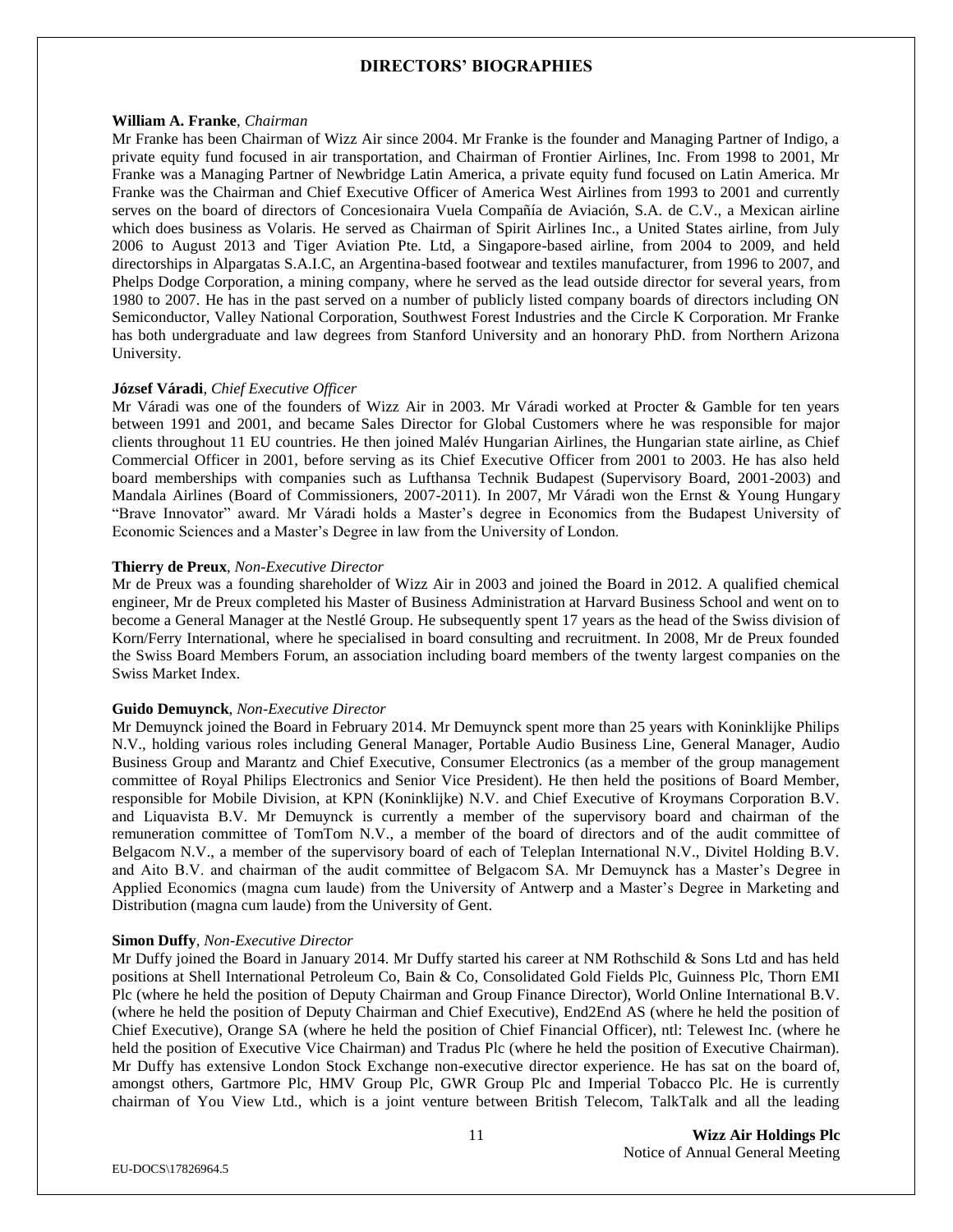# DIRECTORS' BIOGRAPHIES

**William A. Franke**, *Chairman*

Mr Franke has been Chairman of Wizz Air since 2004. Mr Franke is the founder and Managing Partner of Indigo, a private equity fund focused in air transportation, and Chairman of Frontier Airlines, Inc. From 1998 to 2001, Mr Franke was a Managing Partner of Newbridge Latin America, a private equity fund focused on Latin America. Mr Franke was the Chairman and Chief Executive Officer of America West Airlines from 1993 to 2001 and currently serves on the board of directors of Concesionaira Vuela Compañía de Aviación, S.A. de C.V., a Mexican airline which does business as Volaris. He served as Chairman of Spirit Airlines Inc., a United States airline, from July 2006 to August 2013 and Tiger Aviation Pte. Ltd, a Singapore-based airline, from 2004 to 2009, and held directorships in Alpargatas S.A.I.C, an Argentina-based footwear and textiles manufacturer, from 1996 to 2007, and Phelps Dodge Corporation, a mining company, where he served as the lead outside director for several years, from 1980 to 2007. He has in the past served on a number of publicly listed company boards of directors including ON Semiconductor, Valley National Corporation, Southwest Forest Industries and the Circle K Corporation. Mr Franke has both undergraduate and law degrees from Stanford University and an honorary PhD. from Northern Arizona University.

**József Váradi**, *Chief Executive Officer*

Mr Váradi was one of the founders of Wizz Air in 2003. Mr Váradi worked at Procter & Gamble for ten years between 1991 and 2001, and became Sales Director for Global Customers where he was responsible for major clients throughout 11 EU countries. He then joined Malév Hungarian Airlines, the Hungarian state airline, as Chief Commercial Officer in 2001, before serving as its Chief Executive Officer from 2001 to 2003. He has also held board memberships with companies such as Lufthansa Technik Budapest (Supervisory Board, 2001-2003) and Mandala Airlines (Board of Commissioners, 2007-2011). In 2007, Mr Váradi won the Ernst & Young Hungary "Brave Innovator" award. Mr Váradi holds a Master's degree in Economics from the Budapest University of Economic Sciences and a Master's Degree in law from the University of London.

**Thierry de Preux**, *Non-Executive Director*

Mr de Preux was a founding shareholder of Wizz Air in 2003 and joined the Board in 2012. A qualified chemical engineer, Mr de Preux completed his Master of Business Administration at Harvard Business School and went on to become a General Manager at the Nestlé Group. He subsequently spent 17 years as the head of the Swiss division of Korn/Ferry International, where he specialised in board consulting and recruitment. In 2008, Mr de Preux founded the Swiss Board Members Forum, an association including board members of the twenty largest companies on the Swiss Market Index.

**Guido Demuynck**, *Non-Executive Director*

Mr Demuynck joined the Board in February 2014. Mr Demuynck spent more than 25 years with Koninklijke Philips N.V., holding various roles including General Manager, Portable Audio Business Line, General Manager, Audio Business Group and Marantz and Chief Executive, Consumer Electronics (as a member of the group management committee of Royal Philips Electronics and Senior Vice President). He then held the positions of Board Member, responsible for Mobile Division, at KPN (Koninklijke) N.V. and Chief Executive of Kroymans Corporation B.V. and Liquavista B.V. Mr Demuynck is currently a member of the supervisory board and chairman of the remuneration committee of TomTom N.V., a member of the board of directors and of the audit committee of Belgacom N.V., a member of the supervisory board of each of Teleplan International N.V., Divitel Holding B.V. and Aito B.V. and chairman of the audit committee of Belgacom SA. Mr Demuynck has a Master's Degree in Applied Economics (magna cum laude) from the University of Antwerp and a Master's Degree in Marketing and Distribution (magna cum laude) from the University of Gent.

**Simon Duffy**, *Non-Executive Director*

Mr Duffy joined the Board in January 2014. Mr Duffy started his career at NM Rothschild & Sons Ltd and has held positions at Shell International Petroleum Co, Bain & Co, Consolidated Gold Fields Plc, Guinness Plc, Thorn EMI Plc (where he held the position of Deputy Chairman and Group Finance Director), World Online International B.V. (where he held the position of Deputy Chairman and Chief Executive), End2End AS (where he held the position of Chief Executive), Orange SA (where he held the position of Chief Financial Officer), ntl: Telewest Inc. (where he held the position of Executive Vice Chairman) and Tradus Plc (where he held the position of Executive Chairman). Mr Duffy has extensive London Stock Exchange non-executive director experience. He has sat on the board of, amongst others, Gartmore Plc, HMV Group Plc, GWR Group Plc and Imperial Tobacco Plc. He is currently chairman of You View Ltd., which is a joint venture between British Telecom, TalkTalk and all the leading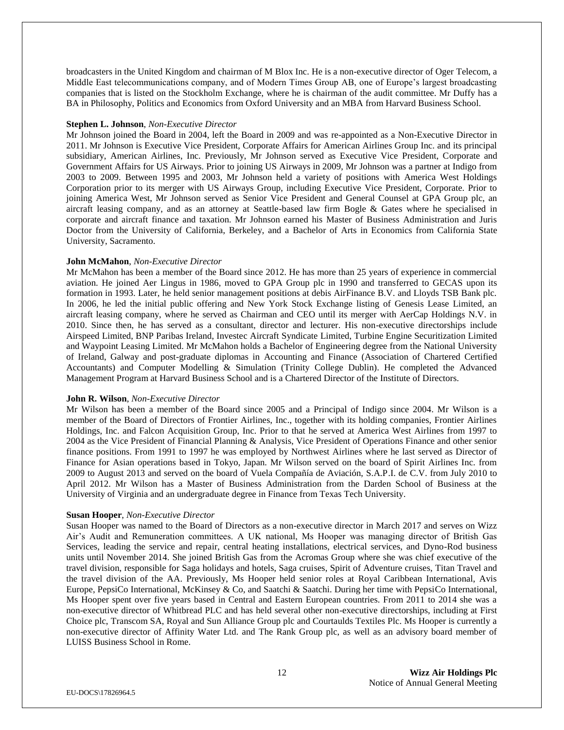broadcasters in the United Kingdom and chairman of M Blox Inc. He is a non-executive director of Oger Telecom, a Middle East telecommunications company, and of Modern Times Group AB, one of Europe's largest broadcasting companies that is listed on the Stockholm Exchange, where he is chairman of the audit committee. Mr Duffy has a BA in Philosophy, Politics and Economics from Oxford University and an MBA from Harvard Business School.

**Stephen L. Johnson**, *Non-Executive Director*
Mr Johnson joined the Board in 2004, left the Board in 2009 and was re-appointed as a Non-Executive Director in 2011. Mr Johnson is Executive Vice President, Corporate Affairs for American Airlines Group Inc. and its principal subsidiary, American Airlines, Inc. Previously, Mr Johnson served as Executive Vice President, Corporate and Government Affairs for US Airways. Prior to joining US Airways in 2009, Mr Johnson was a partner at Indigo from 2003 to 2009. Between 1995 and 2003, Mr Johnson held a variety of positions with America West Holdings Corporation prior to its merger with US Airways Group, including Executive Vice President, Corporate. Prior to joining America West, Mr Johnson served as Senior Vice President and General Counsel at GPA Group plc, an aircraft leasing company, and as an attorney at Seattle-based law firm Bogle & Gates where he specialised in corporate and aircraft finance and taxation. Mr Johnson earned his Master of Business Administration and Juris Doctor from the University of California, Berkeley, and a Bachelor of Arts in Economics from California State University, Sacramento.

**John McMahon**, *Non-Executive Director*
Mr McMahon has been a member of the Board since 2012. He has more than 25 years of experience in commercial aviation. He joined Aer Lingus in 1986, moved to GPA Group plc in 1990 and transferred to GECAS upon its formation in 1993. Later, he held senior management positions at debis AirFinance B.V. and Lloyds TSB Bank plc. In 2006, he led the initial public offering and New York Stock Exchange listing of Genesis Lease Limited, an aircraft leasing company, where he served as Chairman and CEO until its merger with AerCap Holdings N.V. in 2010. Since then, he has served as a consultant, director and lecturer. His non-executive directorships include Airspeed Limited, BNP Paribas Ireland, Investec Aircraft Syndicate Limited, Turbine Engine Securitization Limited and Waypoint Leasing Limited. Mr McMahon holds a Bachelor of Engineering degree from the National University of Ireland, Galway and post-graduate diplomas in Accounting and Finance (Association of Chartered Certified Accountants) and Computer Modelling & Simulation (Trinity College Dublin). He completed the Advanced Management Program at Harvard Business School and is a Chartered Director of the Institute of Directors.

**John R. Wilson**, *Non-Executive Director*
Mr Wilson has been a member of the Board since 2005 and a Principal of Indigo since 2004. Mr Wilson is a member of the Board of Directors of Frontier Airlines, Inc., together with its holding companies, Frontier Airlines Holdings, Inc. and Falcon Acquisition Group, Inc. Prior to that he served at America West Airlines from 1997 to 2004 as the Vice President of Financial Planning & Analysis, Vice President of Operations Finance and other senior finance positions. From 1991 to 1997 he was employed by Northwest Airlines where he last served as Director of Finance for Asian operations based in Tokyo, Japan. Mr Wilson served on the board of Spirit Airlines Inc. from 2009 to August 2013 and served on the board of Vuela Compañía de Aviación, S.A.P.I. de C.V. from July 2010 to April 2012. Mr Wilson has a Master of Business Administration from the Darden School of Business at the University of Virginia and an undergraduate degree in Finance from Texas Tech University.

**Susan Hooper**, *Non-Executive Director*
Susan Hooper was named to the Board of Directors as a non-executive director in March 2017 and serves on Wizz Air's Audit and Remuneration committees. A UK national, Ms Hooper was managing director of British Gas Services, leading the service and repair, central heating installations, electrical services, and Dyno-Rod business units until November 2014. She joined British Gas from the Acromas Group where she was chief executive of the travel division, responsible for Saga holidays and hotels, Saga cruises, Spirit of Adventure cruises, Titan Travel and the travel division of the AA. Previously, Ms Hooper held senior roles at Royal Caribbean International, Avis Europe, PepsiCo International, McKinsey & Co, and Saatchi & Saatchi. During her time with PepsiCo International, Ms Hooper spent over five years based in Central and Eastern European countries. From 2011 to 2014 she was a non-executive director of Whitbread PLC and has held several other non-executive directorships, including at First Choice plc, Transcom SA, Royal and Sun Alliance Group plc and Courtaulds Textiles Plc. Ms Hooper is currently a non-executive director of Affinity Water Ltd. and The Rank Group plc, as well as an advisory board member of LUISS Business School in Rome.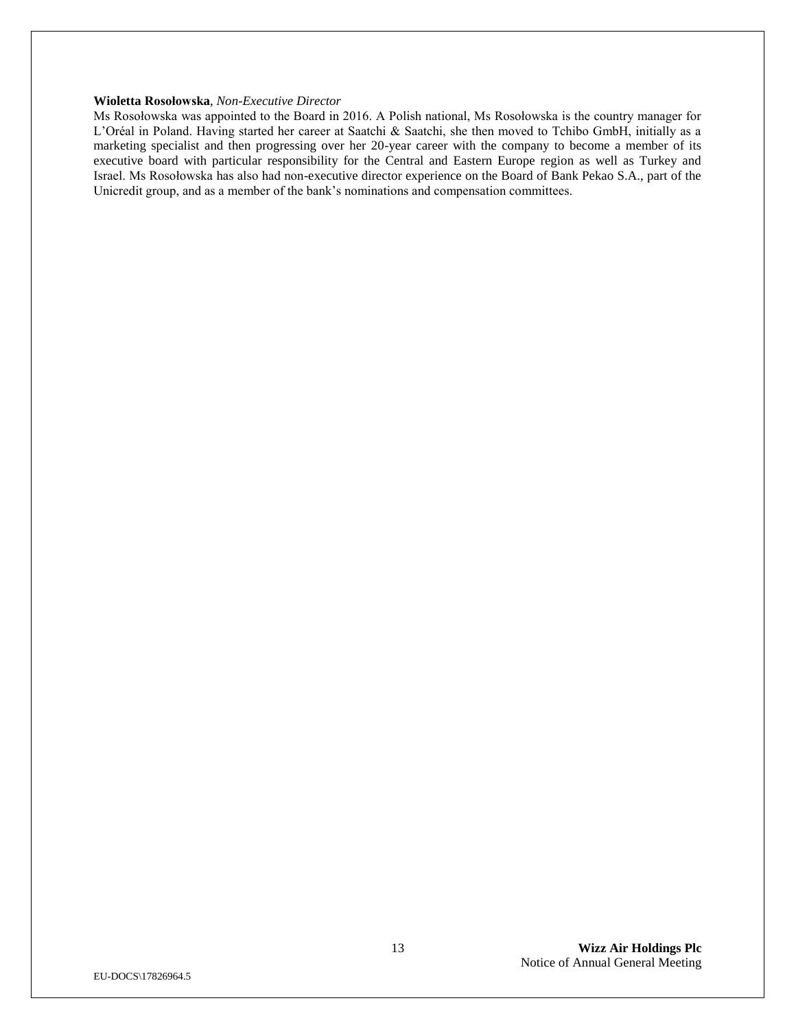**Wioletta Rosołowska**, *Non-Executive Director*

Ms Rosołowska was appointed to the Board in 2016. A Polish national, Ms Rosołowska is the country manager for L'Oréal in Poland. Having started her career at Saatchi & Saatchi, she then moved to Tchibo GmbH, initially as a marketing specialist and then progressing over her 20-year career with the company to become a member of its executive board with particular responsibility for the Central and Eastern Europe region as well as Turkey and Israel. Ms Rosołowska has also had non-executive director experience on the Board of Bank Pekao S.A., part of the Unicredit group, and as a member of the bank's nominations and compensation committees.